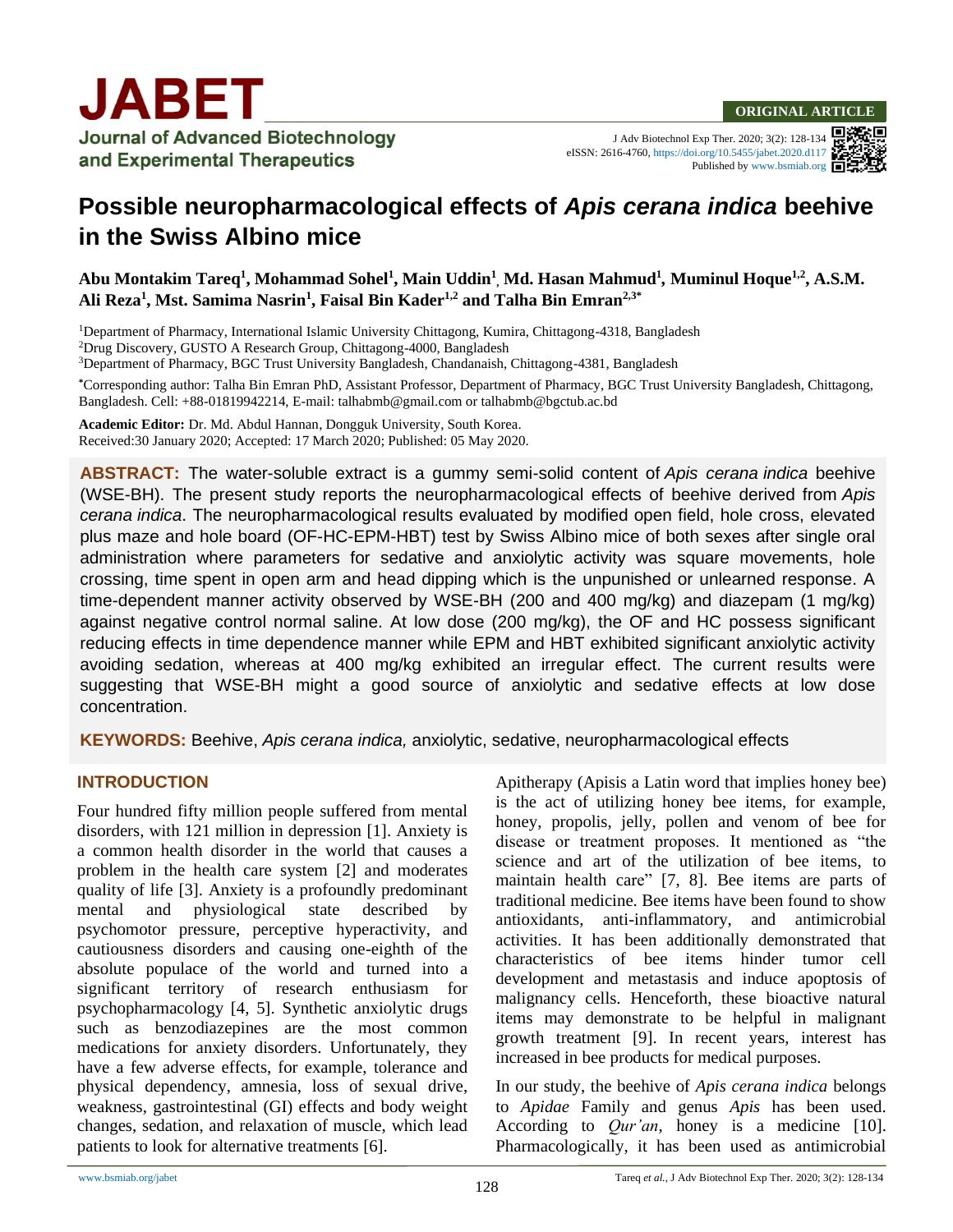ORIGINAL ARTICLE

# Possible neuropharmacological effects of *Apis cerana indica* beehive in the Swiss Albino mice

**Abu Montakim Tareq[1], Mohammad Sohel[1], Main Uddin[1], Md. Hasan Mahmud[1], Muminul Hoque[1,2], A.S.M. Ali Reza[1], Mst. Samima Nasrin[1], Faisal Bin Kader[1,2] and Talha Bin Emran[2,3*]**

[1]Department of Pharmacy, International Islamic University Chittagong, Kumira, Chittagong-4318, Bangladesh
[2]Drug Discovery, GUSTO A Research Group, Chittagong-4000, Bangladesh
[3]Department of Pharmacy, BGC Trust University Bangladesh, Chandanaish, Chittagong-4381, Bangladesh

[*]Corresponding author: Talha Bin Emran PhD, Assistant Professor, Department of Pharmacy, BGC Trust University Bangladesh, Chittagong, Bangladesh. Cell: +88-01819942214, E-mail: talhabmb@gmail.com or talhabmb@bgctub.ac.bd

**Academic Editor:** Dr. Md. Abdul Hannan, Dongguk University, South Korea.
Received:30 January 2020; Accepted: 17 March 2020; Published: 05 May 2020.

**ABSTRACT:** The water-soluble extract is a gummy semi-solid content of *Apis cerana indica* beehive (WSE-BH). The present study reports the neuropharmacological effects of beehive derived from *Apis cerana indica*. The neuropharmacological results evaluated by modified open field, hole cross, elevated plus maze and hole board (OF-HC-EPM-HBT) test by Swiss Albino mice of both sexes after single oral administration where parameters for sedative and anxiolytic activity was square movements, hole crossing, time spent in open arm and head dipping which is the unpunished or unlearned response. A time-dependent manner activity observed by WSE-BH (200 and 400 mg/kg) and diazepam (1 mg/kg) against negative control normal saline. At low dose (200 mg/kg), the OF and HC possess significant reducing effects in time dependence manner while EPM and HBT exhibited significant anxiolytic activity avoiding sedation, whereas at 400 mg/kg exhibited an irregular effect. The current results were suggesting that WSE-BH might a good source of anxiolytic and sedative effects at low dose concentration.

**KEYWORDS:** Beehive, *Apis cerana indica,* anxiolytic, sedative, neuropharmacological effects

## INTRODUCTION

Four hundred fifty million people suffered from mental disorders, with 121 million in depression [1]. Anxiety is a common health disorder in the world that causes a problem in the health care system [2] and moderates quality of life [3]. Anxiety is a profoundly predominant mental and physiological state described by psychomotor pressure, perceptive hyperactivity, and cautiousness disorders and causing one-eighth of the absolute populace of the world and turned into a significant territory of research enthusiasm for psychopharmacology [4, 5]. Synthetic anxiolytic drugs such as benzodiazepines are the most common medications for anxiety disorders. Unfortunately, they have a few adverse effects, for example, tolerance and physical dependency, amnesia, loss of sexual drive, weakness, gastrointestinal (GI) effects and body weight changes, sedation, and relaxation of muscle, which lead patients to look for alternative treatments [6].

Apitherapy (Apisis a Latin word that implies honey bee) is the act of utilizing honey bee items, for example, honey, propolis, jelly, pollen and venom of bee for disease or treatment proposes. It mentioned as "the science and art of the utilization of bee items, to maintain health care" [7, 8]. Bee items are parts of traditional medicine. Bee items have been found to show antioxidants, anti-inflammatory, and antimicrobial activities. It has been additionally demonstrated that characteristics of bee items hinder tumor cell development and metastasis and induce apoptosis of malignancy cells. Henceforth, these bioactive natural items may demonstrate to be helpful in malignant growth treatment [9]. In recent years, interest has increased in bee products for medical purposes.

In our study, the beehive of *Apis cerana indica* belongs to *Apidae* Family and genus *Apis* has been used. According to *Qur'an*, honey is a medicine [10]. Pharmacologically, it has been used as antimicrobial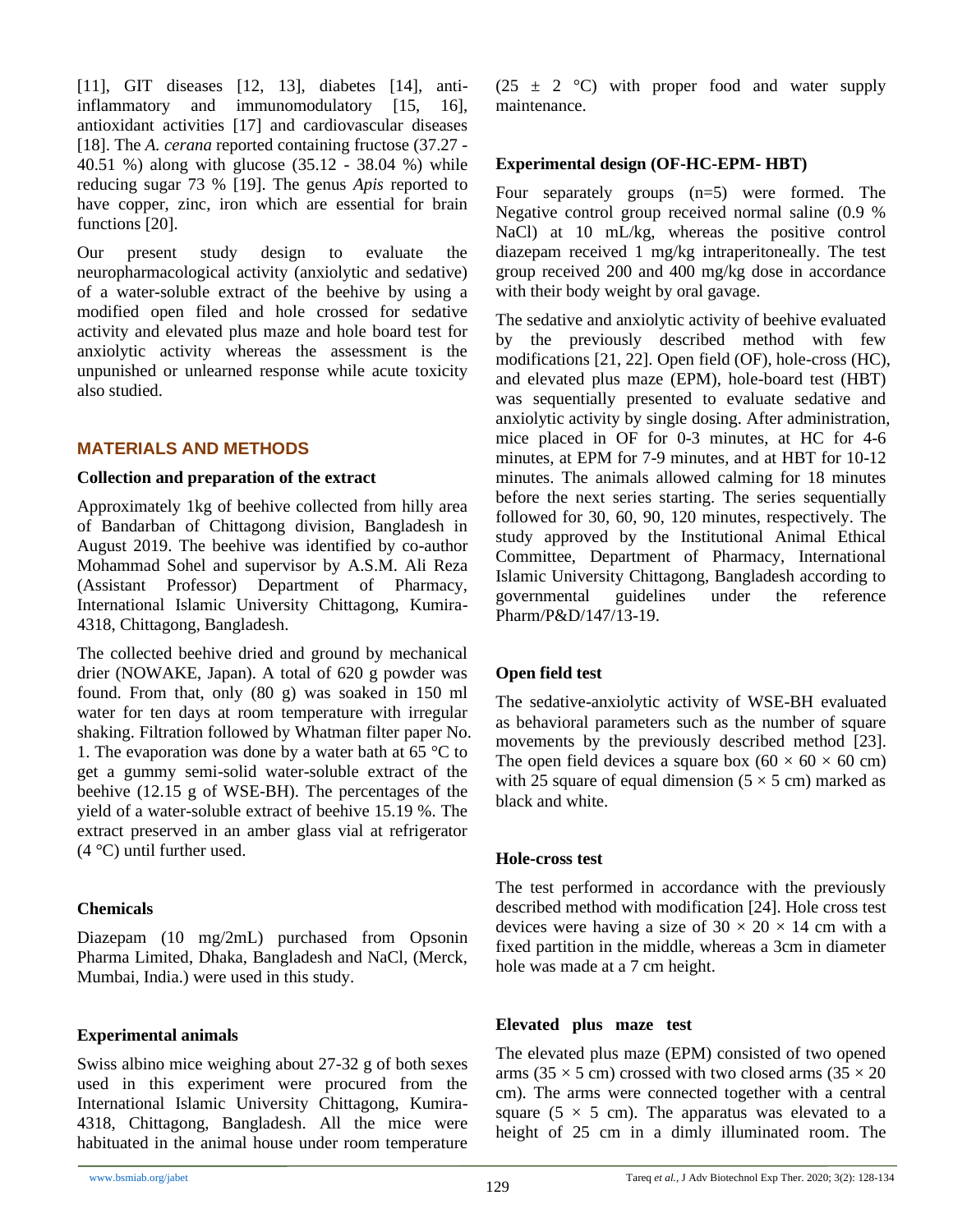[11], GIT diseases [12, 13], diabetes [14], anti-inflammatory and immunomodulatory [15, 16], antioxidant activities [17] and cardiovascular diseases [18]. The *A. cerana* reported containing fructose (37.27 - 40.51 %) along with glucose (35.12 - 38.04 %) while reducing sugar 73 % [19]. The genus *Apis* reported to have copper, zinc, iron which are essential for brain functions [20].

Our present study design to evaluate the neuropharmacological activity (anxiolytic and sedative) of a water-soluble extract of the beehive by using a modified open filed and hole crossed for sedative activity and elevated plus maze and hole board test for anxiolytic activity whereas the assessment is the unpunished or unlearned response while acute toxicity also studied.

## MATERIALS AND METHODS

### Collection and preparation of the extract

Approximately 1kg of beehive collected from hilly area of Bandarban of Chittagong division, Bangladesh in August 2019. The beehive was identified by co-author Mohammad Sohel and supervisor by A.S.M. Ali Reza (Assistant Professor) Department of Pharmacy, International Islamic University Chittagong, Kumira-4318, Chittagong, Bangladesh.

The collected beehive dried and ground by mechanical drier (NOWAKE, Japan). A total of 620 g powder was found. From that, only (80 g) was soaked in 150 ml water for ten days at room temperature with irregular shaking. Filtration followed by Whatman filter paper No. 1. The evaporation was done by a water bath at 65 °C to get a gummy semi-solid water-soluble extract of the beehive (12.15 g of WSE-BH). The percentages of the yield of a water-soluble extract of beehive 15.19 %. The extract preserved in an amber glass vial at refrigerator (4 °C) until further used.

### Chemicals

Diazepam (10 mg/2mL) purchased from Opsonin Pharma Limited, Dhaka, Bangladesh and NaCl, (Merck, Mumbai, India.) were used in this study.

### Experimental animals

Swiss albino mice weighing about 27-32 g of both sexes used in this experiment were procured from the International Islamic University Chittagong, Kumira-4318, Chittagong, Bangladesh. All the mice were habituated in the animal house under room temperature (25 ± 2 °C) with proper food and water supply maintenance.

### Experimental design (OF-HC-EPM- HBT)

Four separately groups (n=5) were formed. The Negative control group received normal saline (0.9 % NaCl) at 10 mL/kg, whereas the positive control diazepam received 1 mg/kg intraperitoneally. The test group received 200 and 400 mg/kg dose in accordance with their body weight by oral gavage.

The sedative and anxiolytic activity of beehive evaluated by the previously described method with few modifications [21, 22]. Open field (OF), hole-cross (HC), and elevated plus maze (EPM), hole-board test (HBT) was sequentially presented to evaluate sedative and anxiolytic activity by single dosing. After administration, mice placed in OF for 0-3 minutes, at HC for 4-6 minutes, at EPM for 7-9 minutes, and at HBT for 10-12 minutes. The animals allowed calming for 18 minutes before the next series starting. The series sequentially followed for 30, 60, 90, 120 minutes, respectively. The study approved by the Institutional Animal Ethical Committee, Department of Pharmacy, International Islamic University Chittagong, Bangladesh according to governmental guidelines under the reference Pharm/P&D/147/13-19.

### Open field test

The sedative-anxiolytic activity of WSE-BH evaluated as behavioral parameters such as the number of square movements by the previously described method [23]. The open field devices a square box (60 × 60 × 60 cm) with 25 square of equal dimension (5 × 5 cm) marked as black and white.

### Hole-cross test

The test performed in accordance with the previously described method with modification [24]. Hole cross test devices were having a size of 30 × 20 × 14 cm with a fixed partition in the middle, whereas a 3cm in diameter hole was made at a 7 cm height.

### Elevated plus maze test

The elevated plus maze (EPM) consisted of two opened arms (35 × 5 cm) crossed with two closed arms (35 × 20 cm). The arms were connected together with a central square (5 × 5 cm). The apparatus was elevated to a height of 25 cm in a dimly illuminated room. The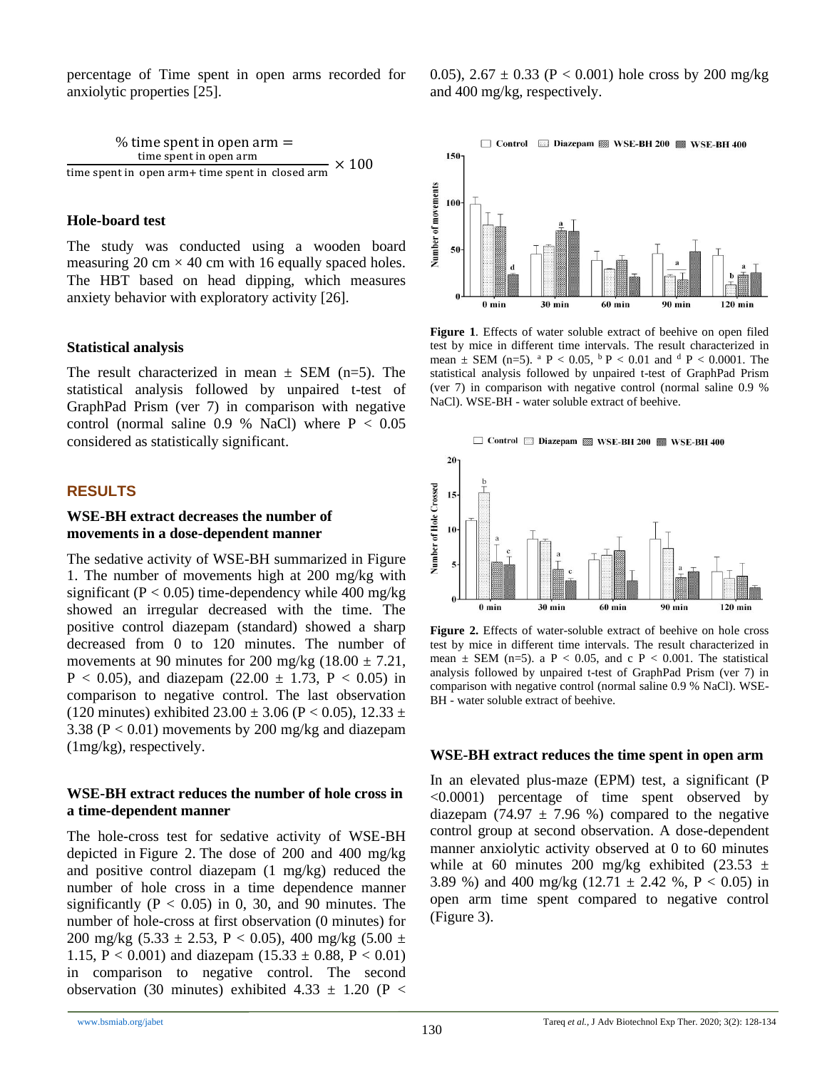percentage of Time spent in open arms recorded for anxiolytic properties [25].

$$\% \text{ time spent in open arm} = \frac{\text{time spent in open arm}}{\text{time spent in open arm} + \text{time spent in closed arm}} \times 100$$

**Hole-board test**

The study was conducted using a wooden board measuring 20 cm × 40 cm with 16 equally spaced holes. The HBT based on head dipping, which measures anxiety behavior with exploratory activity [26].

**Statistical analysis**

The result characterized in mean ± SEM (n=5). The statistical analysis followed by unpaired t-test of GraphPad Prism (ver 7) in comparison with negative control (normal saline 0.9 % NaCl) where $P < 0.05$ considered as statistically significant.

## RESULTS

### WSE-BH extract decreases the number of movements in a dose-dependent manner

The sedative activity of WSE-BH summarized in Figure 1. The number of movements high at 200 mg/kg with significant ($P < 0.05$) time-dependency while 400 mg/kg showed an irregular decreased with the time. The positive control diazepam (standard) showed a sharp decreased from 0 to 120 minutes. The number of movements at 90 minutes for 200 mg/kg (18.00 ± 7.21, $P < 0.05$), and diazepam (22.00 ± 1.73, $P < 0.05$) in comparison to negative control. The last observation (120 minutes) exhibited 23.00 ± 3.06 ($P < 0.05$), 12.33 ± 3.38 ($P < 0.01$) movements by 200 mg/kg and diazepam (1mg/kg), respectively.

### WSE-BH extract reduces the number of hole cross in a time-dependent manner

The hole-cross test for sedative activity of WSE-BH depicted in Figure 2. The dose of 200 and 400 mg/kg and positive control diazepam (1 mg/kg) reduced the number of hole cross in a time dependence manner significantly ($P < 0.05$) in 0, 30, and 90 minutes. The number of hole-cross at first observation (0 minutes) for 200 mg/kg (5.33 ± 2.53, $P < 0.05$), 400 mg/kg (5.00 ± 1.15, $P < 0.001$) and diazepam (15.33 ± 0.88, $P < 0.01$) in comparison to negative control. The second observation (30 minutes) exhibited 4.33 ± 1.20 ($P < 0.05$), 2.67 ± 0.33 ($P < 0.001$) hole cross by 200 mg/kg and 400 mg/kg, respectively.

**Figure 1**. Effects of water soluble extract of beehive on open filed test by mice in different time intervals. The result characterized in mean ± SEM (n=5). [a] $P < 0.05$, [b] $P < 0.01$ and [d] $P < 0.0001$. The statistical analysis followed by unpaired t-test of GraphPad Prism (ver 7) in comparison with negative control (normal saline 0.9 % NaCl). WSE-BH - water soluble extract of beehive.

**Figure 2.** Effects of water-soluble extract of beehive on hole cross test by mice in different time intervals. The result characterized in mean ± SEM (n=5). a $P < 0.05$, and c $P < 0.001$. The statistical analysis followed by unpaired t-test of GraphPad Prism (ver 7) in comparison with negative control (normal saline 0.9 % NaCl). WSE-BH - water soluble extract of beehive.

### WSE-BH extract reduces the time spent in open arm

In an elevated plus-maze (EPM) test, a significant ($P < 0.0001$) percentage of time spent observed by diazepam (74.97 ± 7.96 %) compared to the negative control group at second observation. A dose-dependent manner anxiolytic activity observed at 0 to 60 minutes while at 60 minutes 200 mg/kg exhibited (23.53 ± 3.89 %) and 400 mg/kg (12.71 ± 2.42 %, $P < 0.05$) in open arm time spent compared to negative control (Figure 3).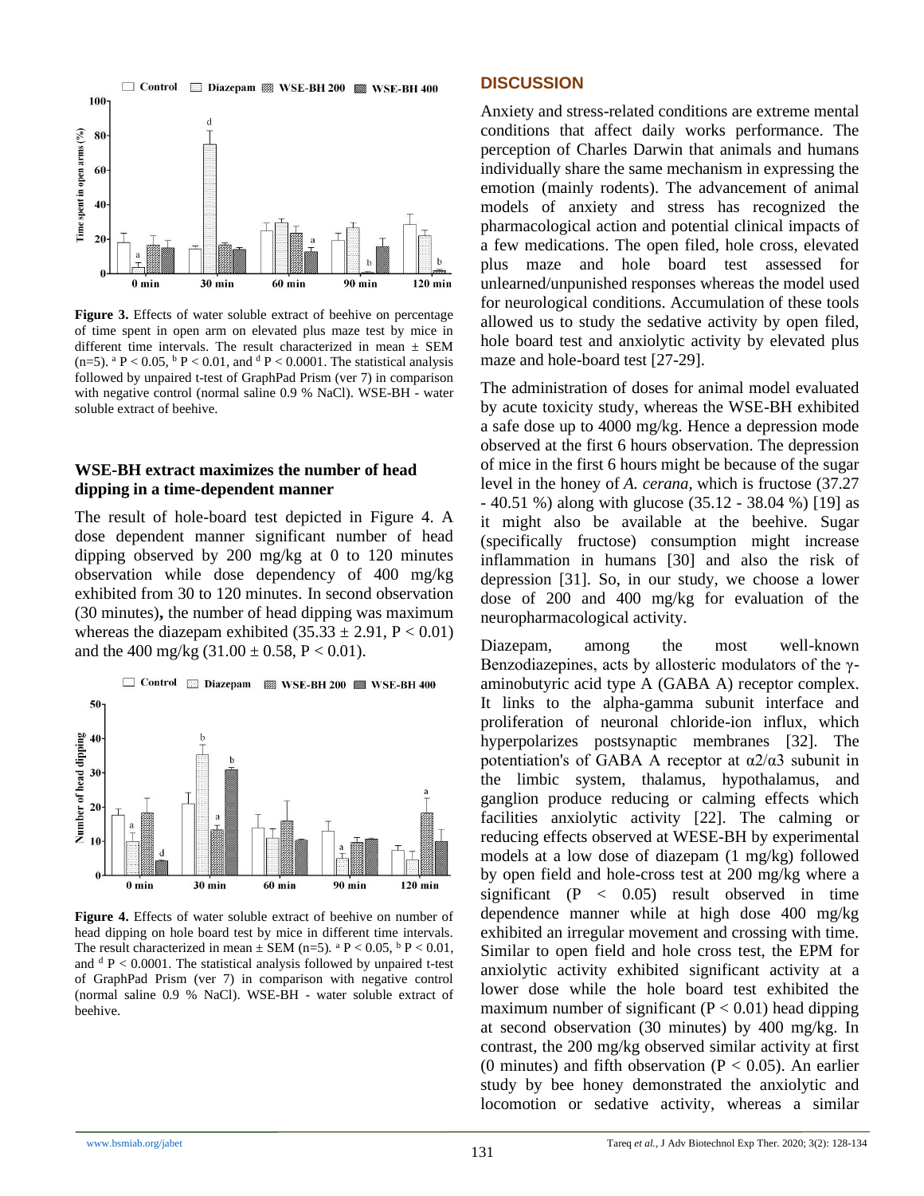Figure 3. Effects of water soluble extract of beehive on percentage of time spent in open arm on elevated plus maze test by mice in different time intervals. The result characterized in mean ± SEM (n=5). [a] $P < 0.05$, [b] $P < 0.01$, and [d] $P < 0.0001$. The statistical analysis followed by unpaired t-test of GraphPad Prism (ver 7) in comparison with negative control (normal saline 0.9 % NaCl). WSE-BH - water soluble extract of beehive.

### WSE-BH extract maximizes the number of head dipping in a time-dependent manner

The result of hole-board test depicted in Figure 4. A dose dependent manner significant number of head dipping observed by 200 mg/kg at 0 to 120 minutes observation while dose dependency of 400 mg/kg exhibited from 30 to 120 minutes. In second observation (30 minutes)**,** the number of head dipping was maximum whereas the diazepam exhibited (35.33 ± 2.91, $P < 0.01$) and the 400 mg/kg (31.00 ± 0.58, $P < 0.01$).

Figure 4. Effects of water soluble extract of beehive on number of head dipping on hole board test by mice in different time intervals. The result characterized in mean ± SEM (n=5). [a] $P < 0.05$, [b] $P < 0.01$, and [d] $P < 0.0001$. The statistical analysis followed by unpaired t-test of GraphPad Prism (ver 7) in comparison with negative control (normal saline 0.9 % NaCl). WSE-BH - water soluble extract of beehive.

## DISCUSSION

Anxiety and stress-related conditions are extreme mental conditions that affect daily works performance. The perception of Charles Darwin that animals and humans individually share the same mechanism in expressing the emotion (mainly rodents). The advancement of animal models of anxiety and stress has recognized the pharmacological action and potential clinical impacts of a few medications. The open filed, hole cross, elevated plus maze and hole board test assessed for unlearned/unpunished responses whereas the model used for neurological conditions. Accumulation of these tools allowed us to study the sedative activity by open filed, hole board test and anxiolytic activity by elevated plus maze and hole-board test [27-29].

The administration of doses for animal model evaluated by acute toxicity study, whereas the WSE-BH exhibited a safe dose up to 4000 mg/kg. Hence a depression mode observed at the first 6 hours observation. The depression of mice in the first 6 hours might be because of the sugar level in the honey of *A. cerana*, which is fructose (37.27 - 40.51 %) along with glucose (35.12 - 38.04 %) [19] as it might also be available at the beehive. Sugar (specifically fructose) consumption might increase inflammation in humans [30] and also the risk of depression [31]. So, in our study, we choose a lower dose of 200 and 400 mg/kg for evaluation of the neuropharmacological activity.

Diazepam, among the most well-known Benzodiazepines, acts by allosteric modulators of the γ-aminobutyric acid type A (GABA A) receptor complex. It links to the alpha-gamma subunit interface and proliferation of neuronal chloride-ion influx, which hyperpolarizes postsynaptic membranes [32]. The potentiation's of GABA A receptor at $\alpha 2/\alpha 3$ subunit in the limbic system, thalamus, hypothalamus, and ganglion produce reducing or calming effects which facilities anxiolytic activity [22]. The calming or reducing effects observed at WESE-BH by experimental models at a low dose of diazepam (1 mg/kg) followed by open field and hole-cross test at 200 mg/kg where a significant ($P < 0.05$) result observed in time dependence manner while at high dose 400 mg/kg exhibited an irregular movement and crossing with time. Similar to open field and hole cross test, the EPM for anxiolytic activity exhibited significant activity at a lower dose while the hole board test exhibited the maximum number of significant ($P < 0.01$) head dipping at second observation (30 minutes) by 400 mg/kg. In contrast, the 200 mg/kg observed similar activity at first (0 minutes) and fifth observation ($P < 0.05$). An earlier study by bee honey demonstrated the anxiolytic and locomotion or sedative activity, whereas a similar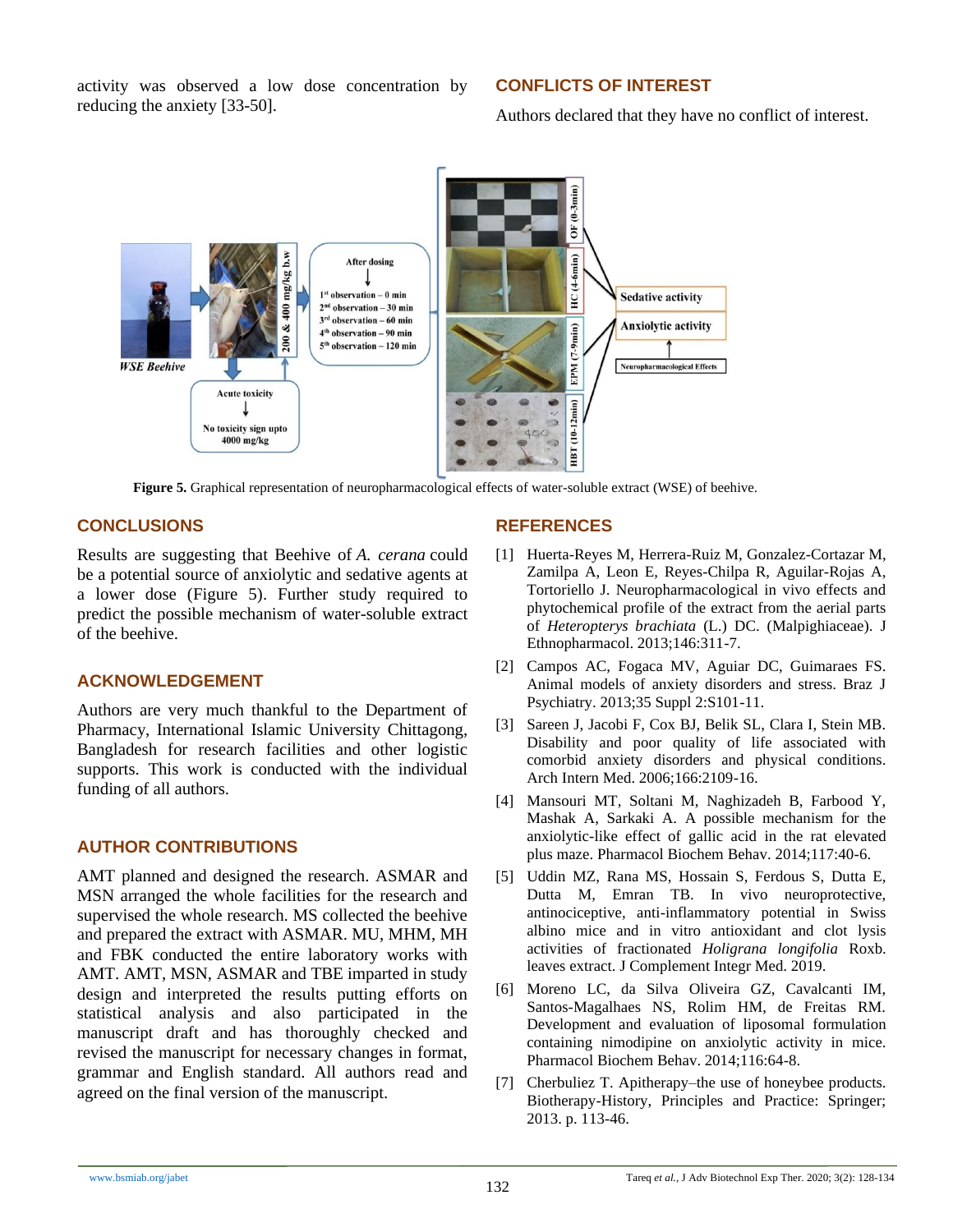activity was observed a low dose concentration by reducing the anxiety [33-50].

## CONFLICTS OF INTEREST

Authors declared that they have no conflict of interest.

**Figure 5.** Graphical representation of neuropharmacological effects of water-soluble extract (WSE) of beehive.

## CONCLUSIONS

Results are suggesting that Beehive of *A. cerana* could be a potential source of anxiolytic and sedative agents at a lower dose (Figure 5). Further study required to predict the possible mechanism of water-soluble extract of the beehive.

## ACKNOWLEDGEMENT

Authors are very much thankful to the Department of Pharmacy, International Islamic University Chittagong, Bangladesh for research facilities and other logistic supports. This work is conducted with the individual funding of all authors.

## AUTHOR CONTRIBUTIONS

AMT planned and designed the research. ASMAR and MSN arranged the whole facilities for the research and supervised the whole research. MS collected the beehive and prepared the extract with ASMAR. MU, MHM, MH and FBK conducted the entire laboratory works with AMT. AMT, MSN, ASMAR and TBE imparted in study design and interpreted the results putting efforts on statistical analysis and also participated in the manuscript draft and has thoroughly checked and revised the manuscript for necessary changes in format, grammar and English standard. All authors read and agreed on the final version of the manuscript.

## REFERENCES

[1] Huerta-Reyes M, Herrera-Ruiz M, Gonzalez-Cortazar M, Zamilpa A, Leon E, Reyes-Chilpa R, Aguilar-Rojas A, Tortoriello J. Neuropharmacological in vivo effects and phytochemical profile of the extract from the aerial parts of *Heteropterys brachiata* (L.) DC. (Malpighiaceae). J Ethnopharmacol. 2013;146:311-7.

[2] Campos AC, Fogaca MV, Aguiar DC, Guimaraes FS. Animal models of anxiety disorders and stress. Braz J Psychiatry. 2013;35 Suppl 2:S101-11.

[3] Sareen J, Jacobi F, Cox BJ, Belik SL, Clara I, Stein MB. Disability and poor quality of life associated with comorbid anxiety disorders and physical conditions. Arch Intern Med. 2006;166:2109-16.

[4] Mansouri MT, Soltani M, Naghizadeh B, Farbood Y, Mashak A, Sarkaki A. A possible mechanism for the anxiolytic-like effect of gallic acid in the rat elevated plus maze. Pharmacol Biochem Behav. 2014;117:40-6.

[5] Uddin MZ, Rana MS, Hossain S, Ferdous S, Dutta E, Dutta M, Emran TB. In vivo neuroprotective, antinociceptive, anti-inflammatory potential in Swiss albino mice and in vitro antioxidant and clot lysis activities of fractionated *Holigrana longifolia* Roxb. leaves extract. J Complement Integr Med. 2019.

[6] Moreno LC, da Silva Oliveira GZ, Cavalcanti IM, Santos-Magalhaes NS, Rolim HM, de Freitas RM. Development and evaluation of liposomal formulation containing nimodipine on anxiolytic activity in mice. Pharmacol Biochem Behav. 2014;116:64-8.

[7] Cherbuliez T. Apitherapy–the use of honeybee products. Biotherapy-History, Principles and Practice: Springer; 2013. p. 113-46.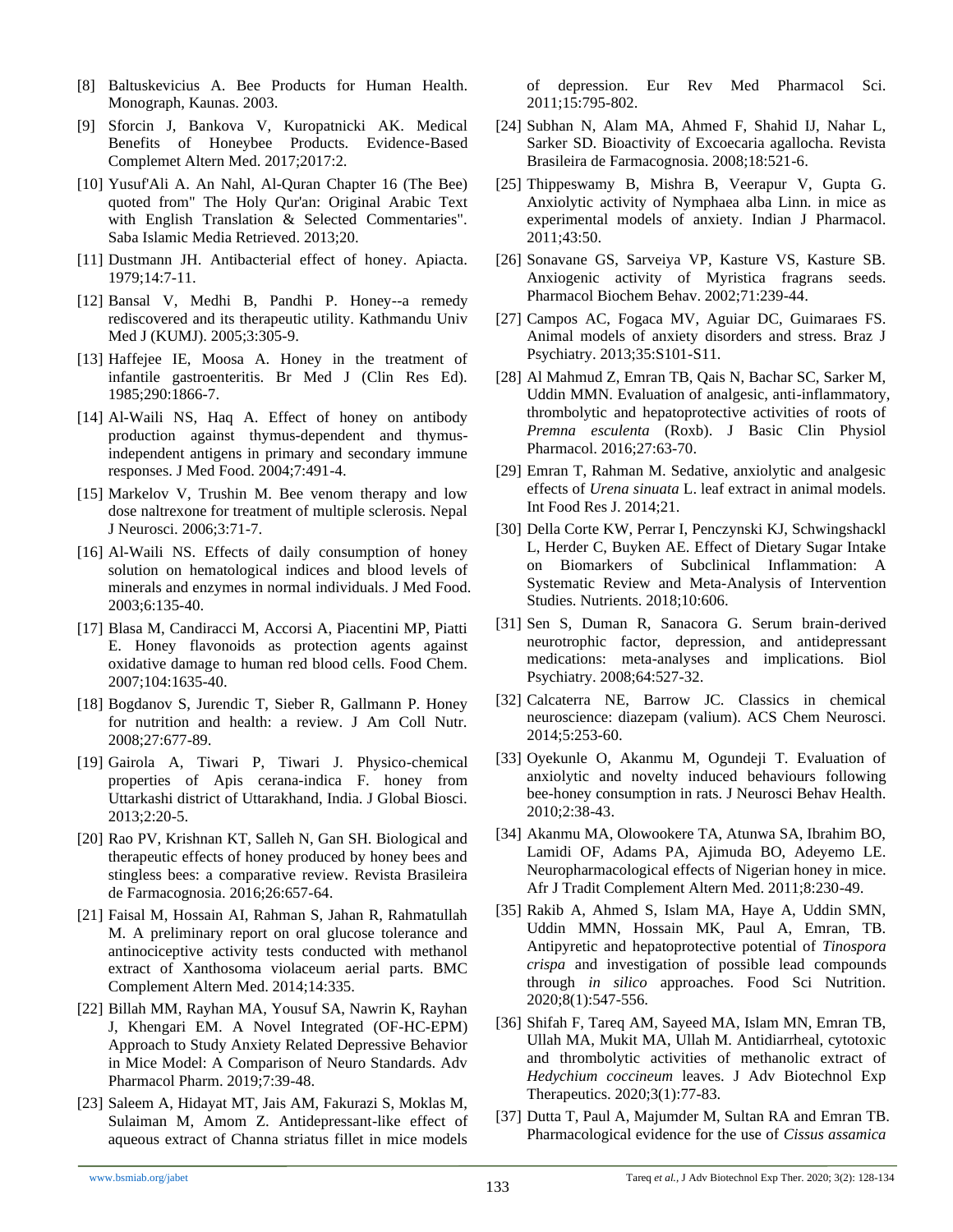[8] Baltuskevicius A. Bee Products for Human Health. Monograph, Kaunas. 2003.

[9] Sforcin J, Bankova V, Kuropatnicki AK. Medical Benefits of Honeybee Products. Evidence-Based Complemet Altern Med. 2017;2017:2.

[10] Yusuf'Ali A. An Nahl, Al-Quran Chapter 16 (The Bee) quoted from" The Holy Qur'an: Original Arabic Text with English Translation & Selected Commentaries". Saba Islamic Media Retrieved. 2013;20.

[11] Dustmann JH. Antibacterial effect of honey. Apiacta. 1979;14:7-11.

[12] Bansal V, Medhi B, Pandhi P. Honey--a remedy rediscovered and its therapeutic utility. Kathmandu Univ Med J (KUMJ). 2005;3:305-9.

[13] Haffejee IE, Moosa A. Honey in the treatment of infantile gastroenteritis. Br Med J (Clin Res Ed). 1985;290:1866-7.

[14] Al-Waili NS, Haq A. Effect of honey on antibody production against thymus-dependent and thymus-independent antigens in primary and secondary immune responses. J Med Food. 2004;7:491-4.

[15] Markelov V, Trushin M. Bee venom therapy and low dose naltrexone for treatment of multiple sclerosis. Nepal J Neurosci. 2006;3:71-7.

[16] Al-Waili NS. Effects of daily consumption of honey solution on hematological indices and blood levels of minerals and enzymes in normal individuals. J Med Food. 2003;6:135-40.

[17] Blasa M, Candiracci M, Accorsi A, Piacentini MP, Piatti E. Honey flavonoids as protection agents against oxidative damage to human red blood cells. Food Chem. 2007;104:1635-40.

[18] Bogdanov S, Jurendic T, Sieber R, Gallmann P. Honey for nutrition and health: a review. J Am Coll Nutr. 2008;27:677-89.

[19] Gairola A, Tiwari P, Tiwari J. Physico-chemical properties of Apis cerana-indica F. honey from Uttarkashi district of Uttarakhand, India. J Global Biosci. 2013;2:20-5.

[20] Rao PV, Krishnan KT, Salleh N, Gan SH. Biological and therapeutic effects of honey produced by honey bees and stingless bees: a comparative review. Revista Brasileira de Farmacognosia. 2016;26:657-64.

[21] Faisal M, Hossain AI, Rahman S, Jahan R, Rahmatullah M. A preliminary report on oral glucose tolerance and antinociceptive activity tests conducted with methanol extract of Xanthosoma violaceum aerial parts. BMC Complement Altern Med. 2014;14:335.

[22] Billah MM, Rayhan MA, Yousuf SA, Nawrin K, Rayhan J, Khengari EM. A Novel Integrated (OF-HC-EPM) Approach to Study Anxiety Related Depressive Behavior in Mice Model: A Comparison of Neuro Standards. Adv Pharmacol Pharm. 2019;7:39-48.

[23] Saleem A, Hidayat MT, Jais AM, Fakurazi S, Moklas M, Sulaiman M, Amom Z. Antidepressant-like effect of aqueous extract of Channa striatus fillet in mice models of depression. Eur Rev Med Pharmacol Sci. 2011;15:795-802.

[24] Subhan N, Alam MA, Ahmed F, Shahid IJ, Nahar L, Sarker SD. Bioactivity of Excoecaria agallocha. Revista Brasileira de Farmacognosia. 2008;18:521-6.

[25] Thippeswamy B, Mishra B, Veerapur V, Gupta G. Anxiolytic activity of Nymphaea alba Linn. in mice as experimental models of anxiety. Indian J Pharmacol. 2011;43:50.

[26] Sonavane GS, Sarveiya VP, Kasture VS, Kasture SB. Anxiogenic activity of Myristica fragrans seeds. Pharmacol Biochem Behav. 2002;71:239-44.

[27] Campos AC, Fogaca MV, Aguiar DC, Guimaraes FS. Animal models of anxiety disorders and stress. Braz J Psychiatry. 2013;35:S101-S11.

[28] Al Mahmud Z, Emran TB, Qais N, Bachar SC, Sarker M, Uddin MMN. Evaluation of analgesic, anti-inflammatory, thrombolytic and hepatoprotective activities of roots of *Premna esculenta* (Roxb). J Basic Clin Physiol Pharmacol. 2016;27:63-70.

[29] Emran T, Rahman M. Sedative, anxiolytic and analgesic effects of *Urena sinuata* L. leaf extract in animal models. Int Food Res J. 2014;21.

[30] Della Corte KW, Perrar I, Penczynski KJ, Schwingshackl L, Herder C, Buyken AE. Effect of Dietary Sugar Intake on Biomarkers of Subclinical Inflammation: A Systematic Review and Meta-Analysis of Intervention Studies. Nutrients. 2018;10:606.

[31] Sen S, Duman R, Sanacora G. Serum brain-derived neurotrophic factor, depression, and antidepressant medications: meta-analyses and implications. Biol Psychiatry. 2008;64:527-32.

[32] Calcaterra NE, Barrow JC. Classics in chemical neuroscience: diazepam (valium). ACS Chem Neurosci. 2014;5:253-60.

[33] Oyekunle O, Akanmu M, Ogundeji T. Evaluation of anxiolytic and novelty induced behaviours following bee-honey consumption in rats. J Neurosci Behav Health. 2010;2:38-43.

[34] Akanmu MA, Olowookere TA, Atunwa SA, Ibrahim BO, Lamidi OF, Adams PA, Ajimuda BO, Adeyemo LE. Neuropharmacological effects of Nigerian honey in mice. Afr J Tradit Complement Altern Med. 2011;8:230-49.

[35] Rakib A, Ahmed S, Islam MA, Haye A, Uddin SMN, Uddin MMN, Hossain MK, Paul A, Emran, TB. Antipyretic and hepatoprotective potential of *Tinospora crispa* and investigation of possible lead compounds through *in silico* approaches. Food Sci Nutrition. 2020;8(1):547-556.

[36] Shifah F, Tareq AM, Sayeed MA, Islam MN, Emran TB, Ullah MA, Mukit MA, Ullah M. Antidiarrheal, cytotoxic and thrombolytic activities of methanolic extract of *Hedychium coccineum* leaves. J Adv Biotechnol Exp Therapeutics. 2020;3(1):77-83.

[37] Dutta T, Paul A, Majumder M, Sultan RA and Emran TB. Pharmacological evidence for the use of *Cissus assamica*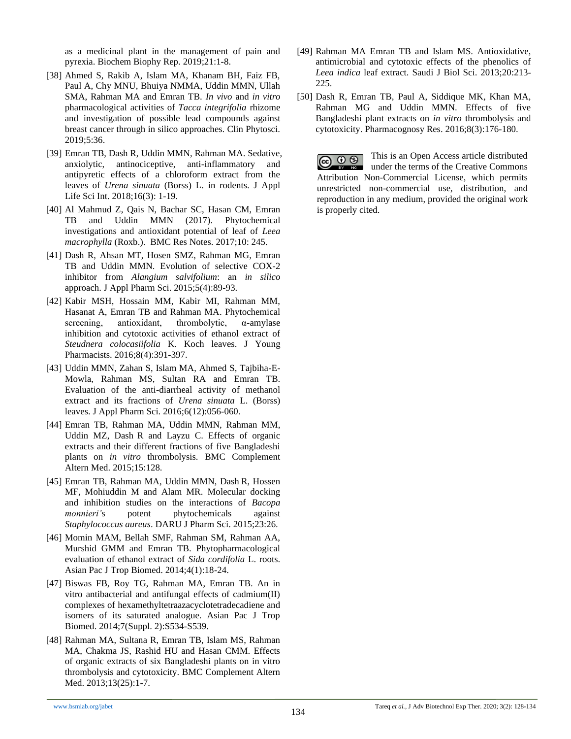as a medicinal plant in the management of pain and pyrexia. Biochem Biophys Rep. 2019;21:1-8.

[38] Ahmed S, Rakib A, Islam MA, Khanam BH, Faiz FB, Paul A, Chy MNU, Bhuiya NMMA, Uddin MMN, Ullah SMA, Rahman MA and Emran TB. *In vivo* and *in vitro* pharmacological activities of *Tacca integrifolia* rhizome and investigation of possible lead compounds against breast cancer through in silico approaches. Clin Phytosci. 2019;5:36.

[39] Emran TB, Dash R, Uddin MMN, Rahman MA. Sedative, anxiolytic, antinociceptive, anti-inflammatory and antipyretic effects of a chloroform extract from the leaves of *Urena sinuata* (Borss) L. in rodents. J Appl Life Sci Int. 2018;16(3): 1-19.

[40] Al Mahmud Z, Qais N, Bachar SC, Hasan CM, Emran TB and Uddin MMN (2017). Phytochemical investigations and antioxidant potential of leaf of *Leea macrophylla* (Roxb.). BMC Res Notes. 2017;10: 245.

[41] Dash R, Ahsan MT, Hosen SMZ, Rahman MG, Emran TB and Uddin MMN. Evolution of selective COX-2 inhibitor from *Alangium salvifolium*: an *in silico* approach. J Appl Pharm Sci. 2015;5(4):89-93.

[42] Kabir MSH, Hossain MM, Kabir MI, Rahman MM, Hasanat A, Emran TB and Rahman MA. Phytochemical screening, antioxidant, thrombolytic, α-amylase inhibition and cytotoxic activities of ethanol extract of *Steudnera colocasiifolia* K. Koch leaves. J Young Pharmacists. 2016;8(4):391-397.

[43] Uddin MMN, Zahan S, Islam MA, Ahmed S, Tajbiha-E-Mowla, Rahman MS, Sultan RA and Emran TB. Evaluation of the anti-diarrheal activity of methanol extract and its fractions of *Urena sinuata* L. (Borss) leaves. J Appl Pharm Sci. 2016;6(12):056-060.

[44] Emran TB, Rahman MA, Uddin MMN, Rahman MM, Uddin MZ, Dash R and Layzu C. Effects of organic extracts and their different fractions of five Bangladeshi plants on *in vitro* thrombolysis. BMC Complement Altern Med. 2015;15:128.

[45] Emran TB, Rahman MA, Uddin MMN, Dash R, Hossen MF, Mohiuddin M and Alam MR. Molecular docking and inhibition studies on the interactions of *Bacopa monnieri'*s potent phytochemicals against *Staphylococcus aureus*. DARU J Pharm Sci. 2015;23:26.

[46] Momin MAM, Bellah SMF, Rahman SM, Rahman AA, Murshid GMM and Emran TB. Phytopharmacological evaluation of ethanol extract of *Sida cordifolia* L. roots. Asian Pac J Trop Biomed. 2014;4(1):18-24.

[47] Biswas FB, Roy TG, Rahman MA, Emran TB. An in vitro antibacterial and antifungal effects of cadmium(II) complexes of hexamethyltetraazacyclotetradecadiene and isomers of its saturated analogue. Asian Pac J Trop Biomed. 2014;7(Suppl. 2):S534-S539.

[48] Rahman MA, Sultana R, Emran TB, Islam MS, Rahman MA, Chakma JS, Rashid HU and Hasan CMM. Effects of organic extracts of six Bangladeshi plants on in vitro thrombolysis and cytotoxicity. BMC Complement Altern Med. 2013;13(25):1-7.

[49] Rahman MA Emran TB and Islam MS. Antioxidative, antimicrobial and cytotoxic effects of the phenolics of *Leea indica* leaf extract. Saudi J Biol Sci. 2013;20:213-225.

[50] Dash R, Emran TB, Paul A, Siddique MK, Khan MA, Rahman MG and Uddin MMN. Effects of five Bangladeshi plant extracts on *in vitro* thrombolysis and cytotoxicity. Pharmacognosy Res. 2016;8(3):176-180.

This is an Open Access article distributed under the terms of the Creative Commons Attribution Non-Commercial License, which permits unrestricted non-commercial use, distribution, and reproduction in any medium, provided the original work is properly cited.